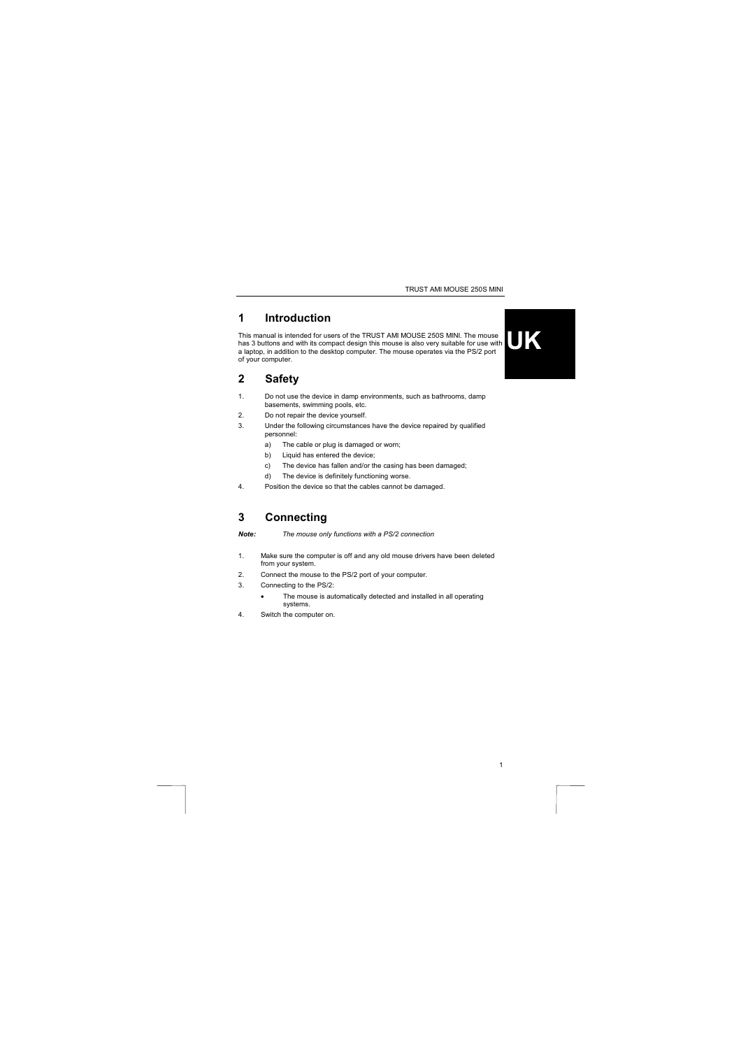## 1 Introduction

This manual is intended for users of the TRUST AMI MOUSE 250S MINI. The mouse has 3 buttons and with its compact design this mouse is also very suitable for use with a laptop, in addition to the desktop computer. The mouse operates via the PS/2 port of your computer.

## 2 Safety

1. Do not use the device in damp environments, such as bathrooms, damp basements, swimming pools, etc.
2. Do not repair the device yourself.
3. Under the following circumstances have the device repaired by qualified personnel:
   a) The cable or plug is damaged or worn;
   b) Liquid has entered the device;
   c) The device has fallen and/or the casing has been damaged;
   d) The device is definitely functioning worse.
4. Position the device so that the cables cannot be damaged.

## 3 Connecting

***Note:*** *The mouse only functions with a PS/2 connection*

1. Make sure the computer is off and any old mouse drivers have been deleted from your system.
2. Connect the mouse to the PS/2 port of your computer.
3. Connecting to the PS/2:
   - The mouse is automatically detected and installed in all operating systems.
4. Switch the computer on.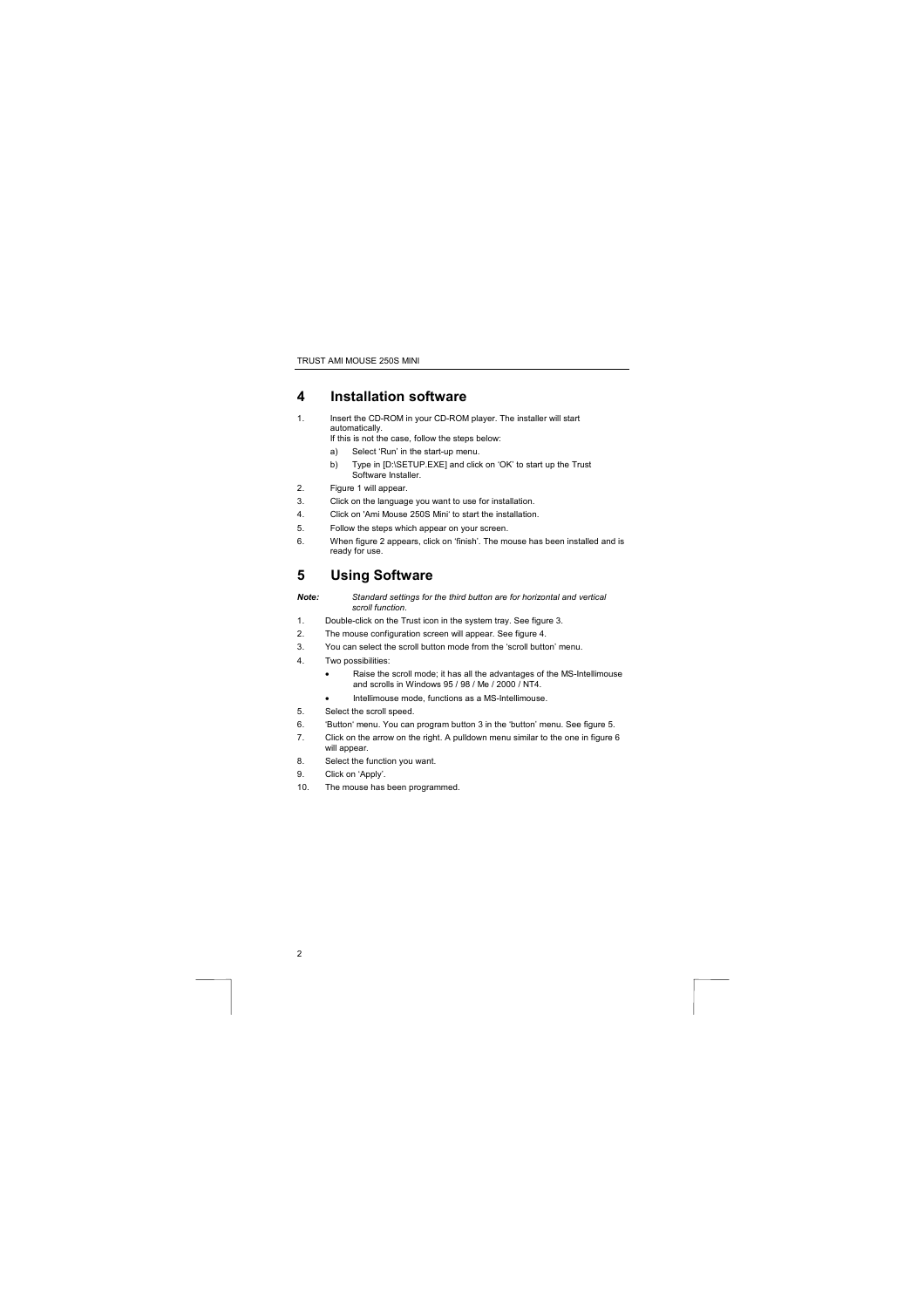# 4 Installation software

1. Insert the CD-ROM in your CD-ROM player. The installer will start automatically.
   If this is not the case, follow the steps below:
   a) Select 'Run' in the start-up menu.
   b) Type in [D:\SETUP.EXE] and click on 'OK' to start up the Trust Software Installer.
2. Figure 1 will appear.
3. Click on the language you want to use for installation.
4. Click on 'Ami Mouse 250S Mini' to start the installation.
5. Follow the steps which appear on your screen.
6. When figure 2 appears, click on 'finish'. The mouse has been installed and is ready for use.

# 5 Using Software

***Note:*** *Standard settings for the third button are for horizontal and vertical scroll function.*

1. Double-click on the Trust icon in the system tray. See figure 3.
2. The mouse configuration screen will appear. See figure 4.
3. You can select the scroll button mode from the 'scroll button' menu.
4. Two possibilities:
   - Raise the scroll mode; it has all the advantages of the MS-Intellimouse and scrolls in Windows 95 / 98 / Me / 2000 / NT4.
   - Intellimouse mode, functions as a MS-Intellimouse.
5. Select the scroll speed.
6. 'Button' menu. You can program button 3 in the 'button' menu. See figure 5.
7. Click on the arrow on the right. A pulldown menu similar to the one in figure 6 will appear.
8. Select the function you want.
9. Click on 'Apply'.
10. The mouse has been programmed.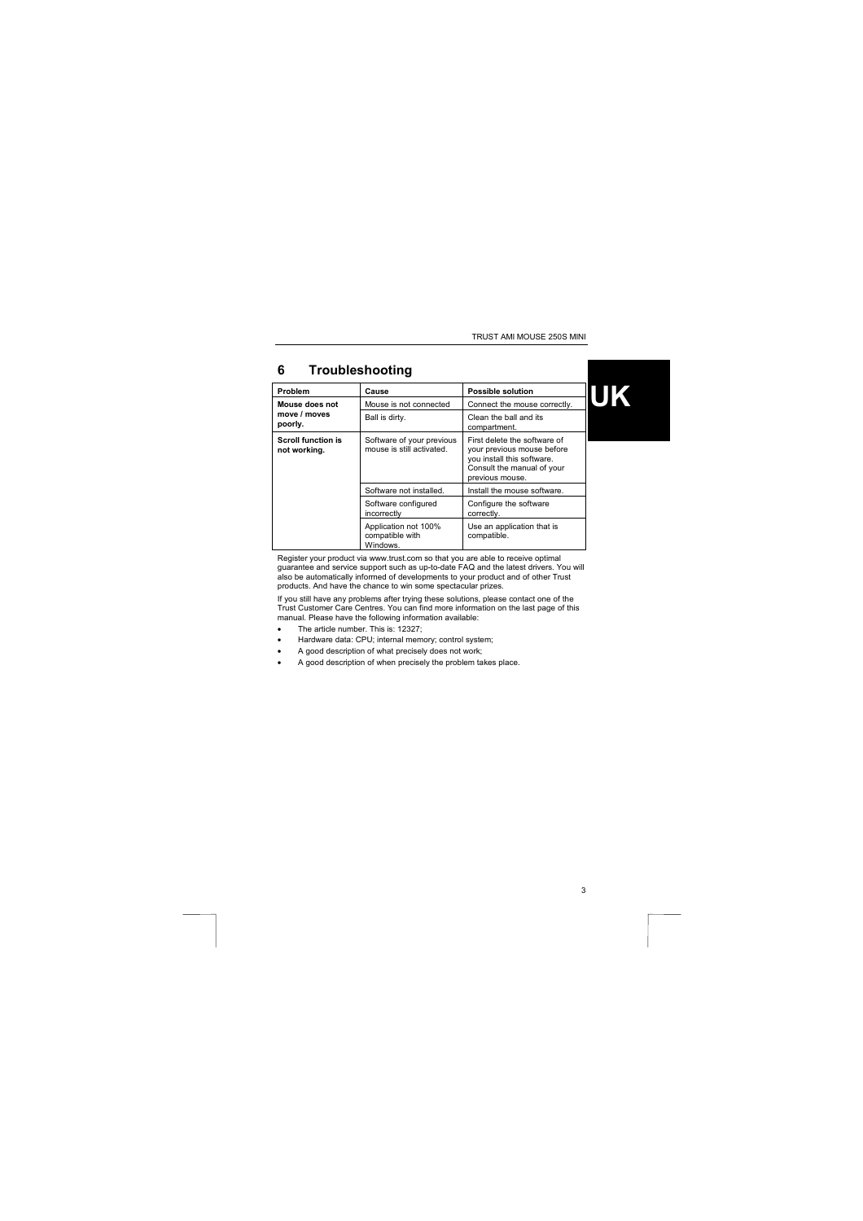## 6 Troubleshooting

| Problem | Cause | Possible solution |
|---|---|---|
| **Mouse does not move / moves poorly.** | Mouse is not connected | Connect the mouse correctly. |
| | Ball is dirty. | Clean the ball and its compartment. |
| **Scroll function is not working.** | Software of your previous mouse is still activated. | First delete the software of your previous mouse before you install this software. Consult the manual of your previous mouse. |
| | Software not installed. | Install the mouse software. |
| | Software configured incorrectly | Configure the software correctly. |
| | Application not 100% compatible with Windows. | Use an application that is compatible. |

Register your product via www.trust.com so that you are able to receive optimal guarantee and service support such as up-to-date FAQ and the latest drivers. You will also be automatically informed of developments to your product and of other Trust products. And have the chance to win some spectacular prizes.

If you still have any problems after trying these solutions, please contact one of the Trust Customer Care Centres. You can find more information on the last page of this manual. Please have the following information available:

- The article number. This is: 12327;
- Hardware data: CPU; internal memory; control system;
- A good description of what precisely does not work;
- A good description of when precisely the problem takes place.